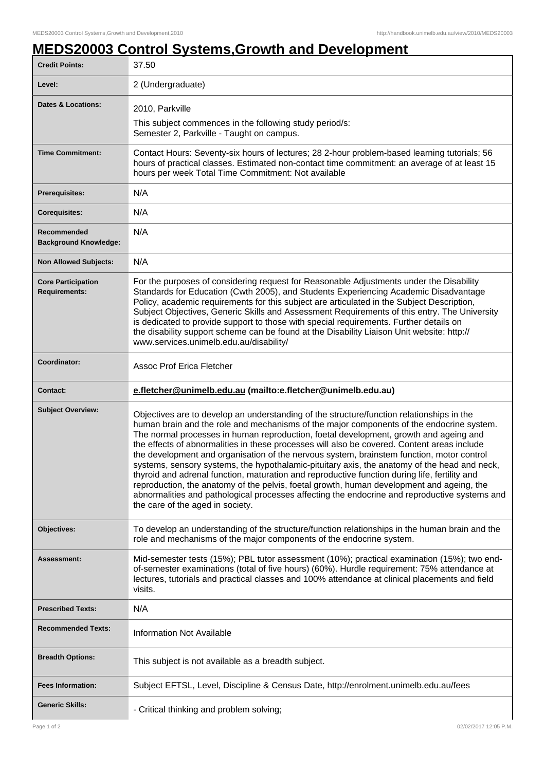# MEDS20003 Control Systems,Growth and Development

| | |
|---|---|
| **Credit Points:** | 37.50 |
| **Level:** | 2 (Undergraduate) |
| **Dates & Locations:** | 2010, Parkville<br>This subject commences in the following study period/s:<br>Semester 2, Parkville - Taught on campus. |
| **Time Commitment:** | Contact Hours: Seventy-six hours of lectures; 28 2-hour problem-based learning tutorials; 56 hours of practical classes. Estimated non-contact time commitment: an average of at least 15 hours per week Total Time Commitment: Not available |
| **Prerequisites:** | N/A |
| **Corequisites:** | N/A |
| **Recommended Background Knowledge:** | N/A |
| **Non Allowed Subjects:** | N/A |
| **Core Participation Requirements:** | For the purposes of considering request for Reasonable Adjustments under the Disability Standards for Education (Cwth 2005), and Students Experiencing Academic Disadvantage Policy, academic requirements for this subject are articulated in the Subject Description, Subject Objectives, Generic Skills and Assessment Requirements of this entry. The University is dedicated to provide support to those with special requirements. Further details on the disability support scheme can be found at the Disability Liaison Unit website: http://www.services.unimelb.edu.au/disability/ |
| **Coordinator:** | Assoc Prof Erica Fletcher |
| **Contact:** | **e.fletcher@unimelb.edu.au (mailto:e.fletcher@unimelb.edu.au)** |
| **Subject Overview:** | Objectives are to develop an understanding of the structure/function relationships in the human brain and the role and mechanisms of the major components of the endocrine system. The normal processes in human reproduction, foetal development, growth and ageing and the effects of abnormalities in these processes will also be covered. Content areas include the development and organisation of the nervous system, brainstem function, motor control systems, sensory systems, the hypothalamic-pituitary axis, the anatomy of the head and neck, thyroid and adrenal function, maturation and reproductive function during life, fertility and reproduction, the anatomy of the pelvis, foetal growth, human development and ageing, the abnormalities and pathological processes affecting the endocrine and reproductive systems and the care of the aged in society. |
| **Objectives:** | To develop an understanding of the structure/function relationships in the human brain and the role and mechanisms of the major components of the endocrine system. |
| **Assessment:** | Mid-semester tests (15%); PBL tutor assessment (10%); practical examination (15%); two end-of-semester examinations (total of five hours) (60%). Hurdle requirement: 75% attendance at lectures, tutorials and practical classes and 100% attendance at clinical placements and field visits. |
| **Prescribed Texts:** | N/A |
| **Recommended Texts:** | Information Not Available |
| **Breadth Options:** | This subject is not available as a breadth subject. |
| **Fees Information:** | Subject EFTSL, Level, Discipline & Census Date, http://enrolment.unimelb.edu.au/fees |
| **Generic Skills:** | - Critical thinking and problem solving; |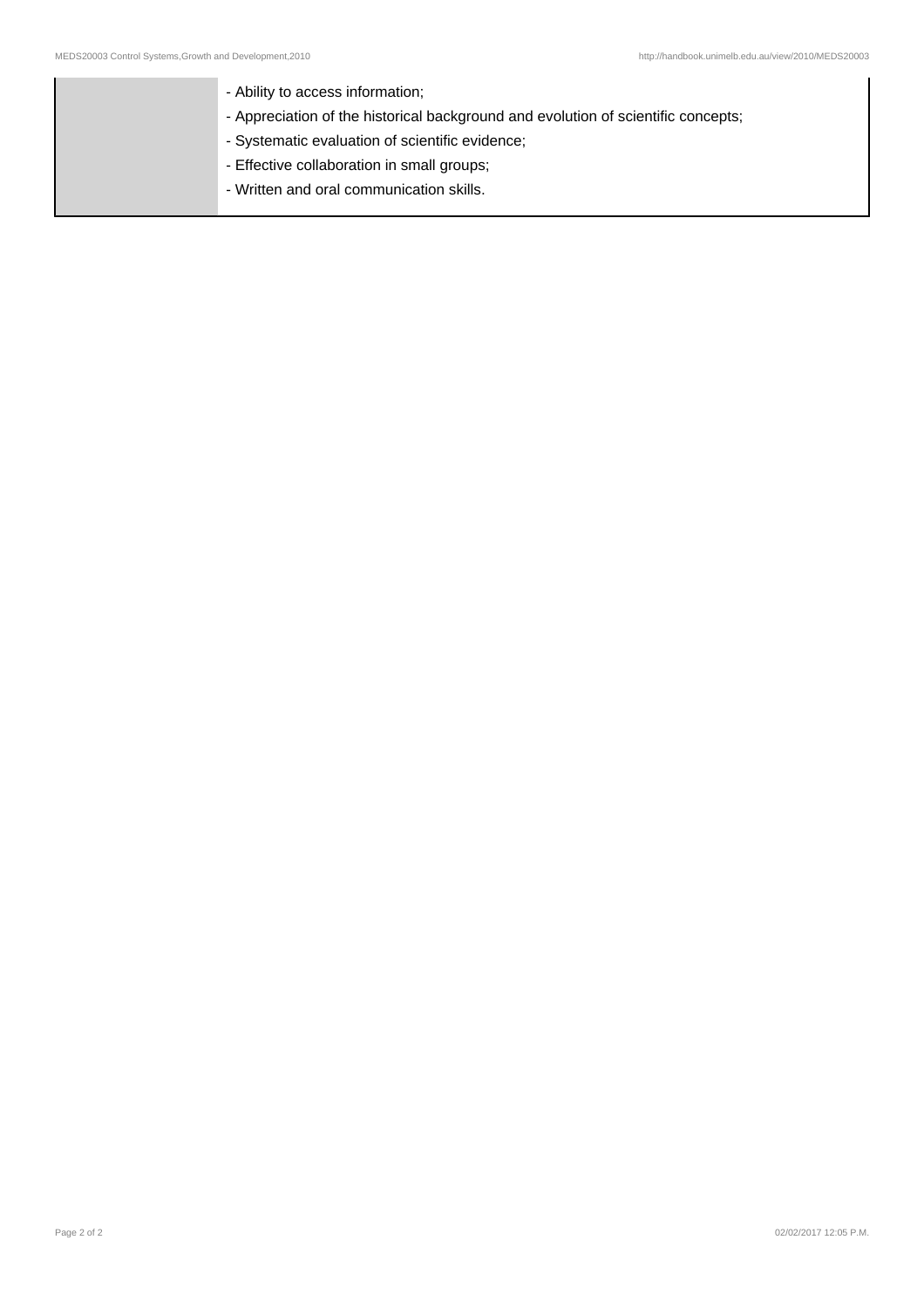| | |
|---|---|
| | - Ability to access information;<br>- Appreciation of the historical background and evolution of scientific concepts;<br>- Systematic evaluation of scientific evidence;<br>- Effective collaboration in small groups;<br>- Written and oral communication skills. |